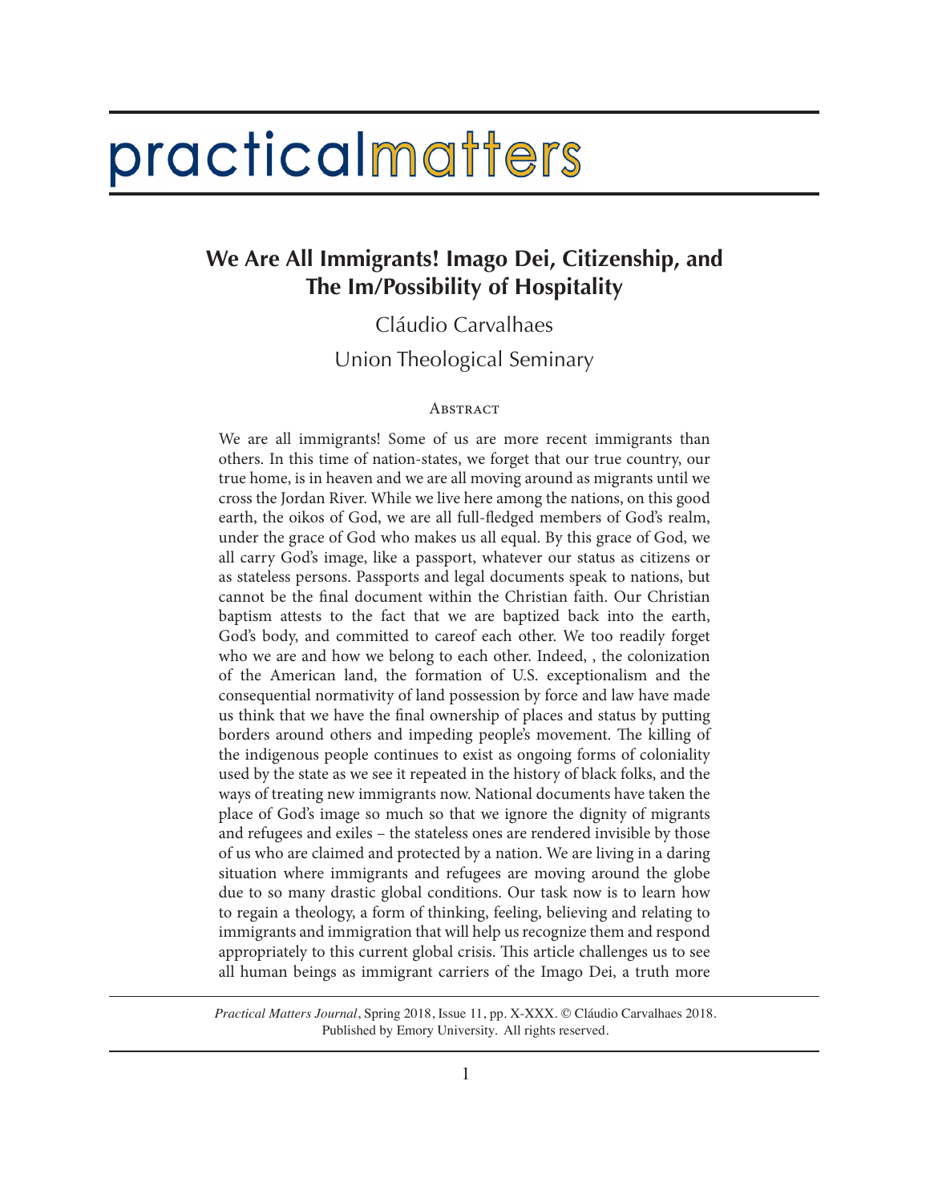# practicalmatters

## We Are All Immigrants! Imago Dei, Citizenship, and The Im/Possibility of Hospitality

Cláudio Carvalhaes

Union Theological Seminary

### Abstract

We are all immigrants! Some of us are more recent immigrants than others. In this time of nation-states, we forget that our true country, our true home, is in heaven and we are all moving around as migrants until we cross the Jordan River. While we live here among the nations, on this good earth, the oikos of God, we are all full-fledged members of God's realm, under the grace of God who makes us all equal. By this grace of God, we all carry God's image, like a passport, whatever our status as citizens or as stateless persons. Passports and legal documents speak to nations, but cannot be the final document within the Christian faith. Our Christian baptism attests to the fact that we are baptized back into the earth, God's body, and committed to careof each other. We too readily forget who we are and how we belong to each other. Indeed, , the colonization of the American land, the formation of U.S. exceptionalism and the consequential normativity of land possession by force and law have made us think that we have the final ownership of places and status by putting borders around others and impeding people's movement. The killing of the indigenous people continues to exist as ongoing forms of coloniality used by the state as we see it repeated in the history of black folks, and the ways of treating new immigrants now. National documents have taken the place of God's image so much so that we ignore the dignity of migrants and refugees and exiles – the stateless ones are rendered invisible by those of us who are claimed and protected by a nation. We are living in a daring situation where immigrants and refugees are moving around the globe due to so many drastic global conditions. Our task now is to learn how to regain a theology, a form of thinking, feeling, believing and relating to immigrants and immigration that will help us recognize them and respond appropriately to this current global crisis. This article challenges us to see all human beings as immigrant carriers of the Imago Dei, a truth more

*Practical Matters Journal*, Spring 2018, Issue 11, pp. X-XXX. © Cláudio Carvalhaes 2018. Published by Emory University. All rights reserved.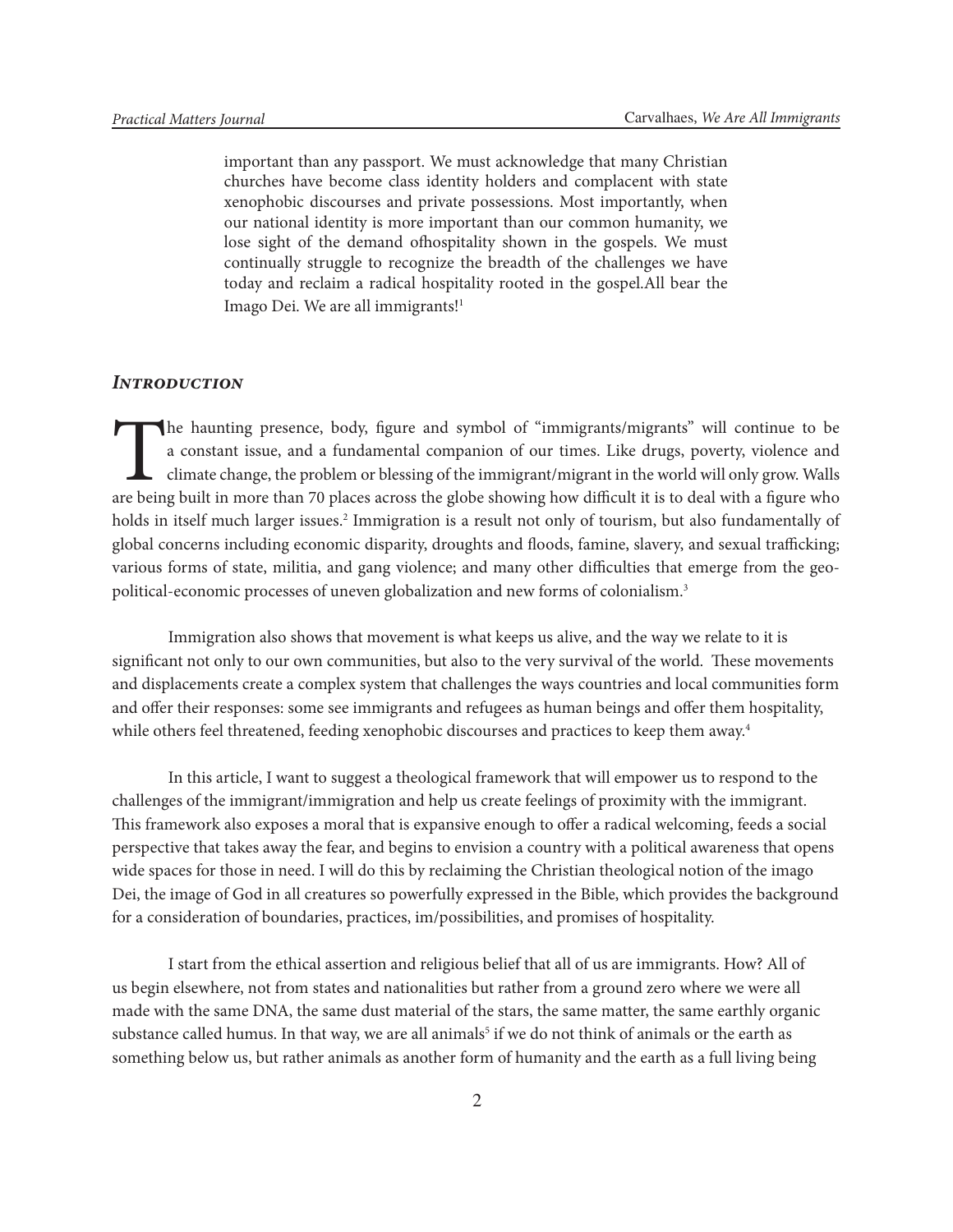important than any passport. We must acknowledge that many Christian churches have become class identity holders and complacent with state xenophobic discourses and private possessions. Most importantly, when our national identity is more important than our common humanity, we lose sight of the demand ofhospitality shown in the gospels. We must continually struggle to recognize the breadth of the challenges we have today and reclaim a radical hospitality rooted in the gospel.All bear the Imago Dei. We are all immigrants![1]

## *Introduction*

The haunting presence, body, figure and symbol of "immigrants/migrants" will continue to be a constant issue, and a fundamental companion of our times. Like drugs, poverty, violence and climate change, the problem or blessing of the immigrant/migrant in the world will only grow. Walls are being built in more than 70 places across the globe showing how difficult it is to deal with a figure who holds in itself much larger issues.[2] Immigration is a result not only of tourism, but also fundamentally of global concerns including economic disparity, droughts and floods, famine, slavery, and sexual trafficking; various forms of state, militia, and gang violence; and many other difficulties that emerge from the geo-political-economic processes of uneven globalization and new forms of colonialism.[3]

Immigration also shows that movement is what keeps us alive, and the way we relate to it is significant not only to our own communities, but also to the very survival of the world. These movements and displacements create a complex system that challenges the ways countries and local communities form and offer their responses: some see immigrants and refugees as human beings and offer them hospitality, while others feel threatened, feeding xenophobic discourses and practices to keep them away.[4]

In this article, I want to suggest a theological framework that will empower us to respond to the challenges of the immigrant/immigration and help us create feelings of proximity with the immigrant. This framework also exposes a moral that is expansive enough to offer a radical welcoming, feeds a social perspective that takes away the fear, and begins to envision a country with a political awareness that opens wide spaces for those in need. I will do this by reclaiming the Christian theological notion of the imago Dei, the image of God in all creatures so powerfully expressed in the Bible, which provides the background for a consideration of boundaries, practices, im/possibilities, and promises of hospitality.

I start from the ethical assertion and religious belief that all of us are immigrants. How? All of us begin elsewhere, not from states and nationalities but rather from a ground zero where we were all made with the same DNA, the same dust material of the stars, the same matter, the same earthly organic substance called humus. In that way, we are all animals[5] if we do not think of animals or the earth as something below us, but rather animals as another form of humanity and the earth as a full living being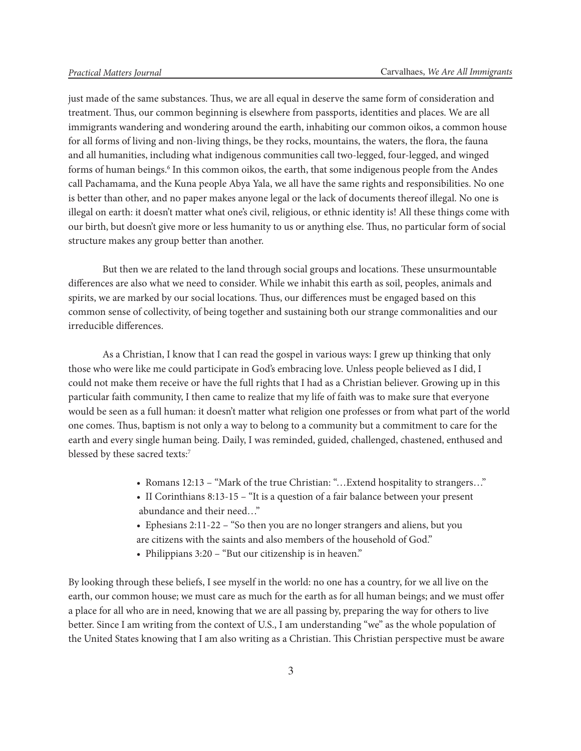just made of the same substances. Thus, we are all equal in deserve the same form of consideration and treatment. Thus, our common beginning is elsewhere from passports, identities and places. We are all immigrants wandering and wondering around the earth, inhabiting our common oikos, a common house for all forms of living and non-living things, be they rocks, mountains, the waters, the flora, the fauna and all humanities, including what indigenous communities call two-legged, four-legged, and winged forms of human beings.[6] In this common oikos, the earth, that some indigenous people from the Andes call Pachamama, and the Kuna people Abya Yala, we all have the same rights and responsibilities. No one is better than other, and no paper makes anyone legal or the lack of documents thereof illegal. No one is illegal on earth: it doesn't matter what one's civil, religious, or ethnic identity is! All these things come with our birth, but doesn't give more or less humanity to us or anything else. Thus, no particular form of social structure makes any group better than another.

But then we are related to the land through social groups and locations. These unsurmountable differences are also what we need to consider. While we inhabit this earth as soil, peoples, animals and spirits, we are marked by our social locations. Thus, our differences must be engaged based on this common sense of collectivity, of being together and sustaining both our strange commonalities and our irreducible differences.

As a Christian, I know that I can read the gospel in various ways: I grew up thinking that only those who were like me could participate in God's embracing love. Unless people believed as I did, I could not make them receive or have the full rights that I had as a Christian believer. Growing up in this particular faith community, I then came to realize that my life of faith was to make sure that everyone would be seen as a full human: it doesn't matter what religion one professes or from what part of the world one comes. Thus, baptism is not only a way to belong to a community but a commitment to care for the earth and every single human being. Daily, I was reminded, guided, challenged, chastened, enthused and blessed by these sacred texts:[7]

- Romans 12:13 – "Mark of the true Christian: "…Extend hospitality to strangers…"
- II Corinthians 8:13-15 – "It is a question of a fair balance between your present abundance and their need…"
- Ephesians 2:11-22 – "So then you are no longer strangers and aliens, but you are citizens with the saints and also members of the household of God."
- Philippians 3:20 – "But our citizenship is in heaven."

By looking through these beliefs, I see myself in the world: no one has a country, for we all live on the earth, our common house; we must care as much for the earth as for all human beings; and we must offer a place for all who are in need, knowing that we are all passing by, preparing the way for others to live better. Since I am writing from the context of U.S., I am understanding "we" as the whole population of the United States knowing that I am also writing as a Christian. This Christian perspective must be aware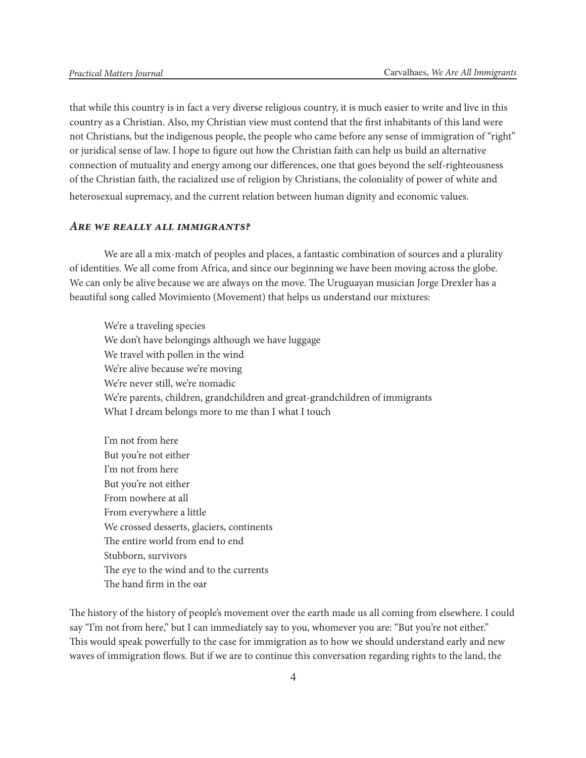that while this country is in fact a very diverse religious country, it is much easier to write and live in this country as a Christian. Also, my Christian view must contend that the first inhabitants of this land were not Christians, but the indigenous people, the people who came before any sense of immigration of "right" or juridical sense of law. I hope to figure out how the Christian faith can help us build an alternative connection of mutuality and energy among our differences, one that goes beyond the self-righteousness of the Christian faith, the racialized use of religion by Christians, the coloniality of power of white and heterosexual supremacy, and the current relation between human dignity and economic values.

### *Are we really all immigrants?*

We are all a mix-match of peoples and places, a fantastic combination of sources and a plurality of identities. We all come from Africa, and since our beginning we have been moving across the globe. We can only be alive because we are always on the move. The Uruguayan musician Jorge Drexler has a beautiful song called Movimiento (Movement) that helps us understand our mixtures:

> We're a traveling species  
> We don't have belongings although we have luggage  
> We travel with pollen in the wind  
> We're alive because we're moving  
> We're never still, we're nomadic  
> We're parents, children, grandchildren and great-grandchildren of immigrants  
> What I dream belongs more to me than I what I touch
>
> I'm not from here  
> But you're not either  
> I'm not from here  
> But you're not either  
> From nowhere at all  
> From everywhere a little  
> We crossed desserts, glaciers, continents  
> The entire world from end to end  
> Stubborn, survivors  
> The eye to the wind and to the currents  
> The hand firm in the oar

The history of the history of people's movement over the earth made us all coming from elsewhere. I could say "I'm not from here," but I can immediately say to you, whomever you are: "But you're not either." This would speak powerfully to the case for immigration as to how we should understand early and new waves of immigration flows. But if we are to continue this conversation regarding rights to the land, the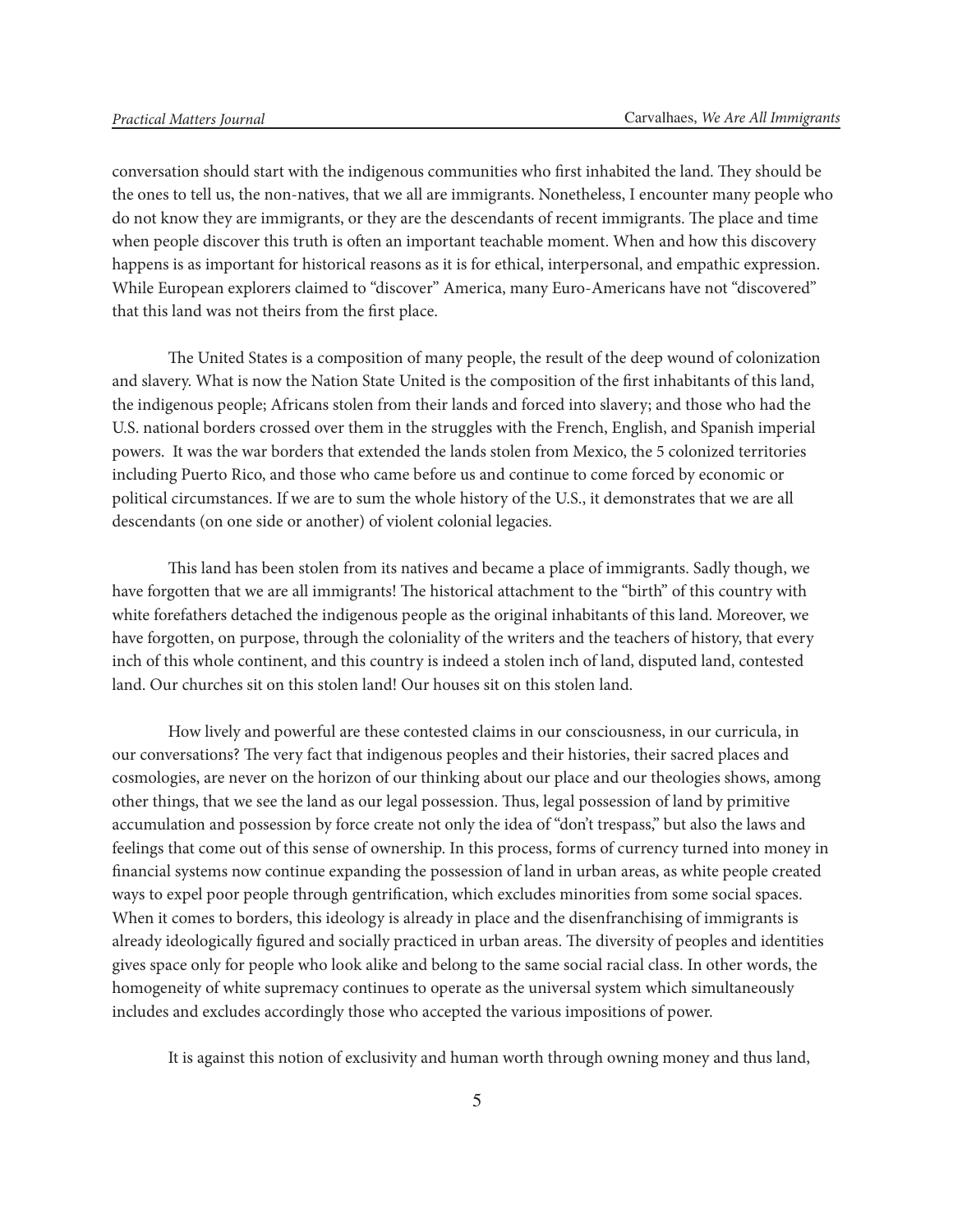conversation should start with the indigenous communities who first inhabited the land. They should be the ones to tell us, the non-natives, that we all are immigrants. Nonetheless, I encounter many people who do not know they are immigrants, or they are the descendants of recent immigrants. The place and time when people discover this truth is often an important teachable moment. When and how this discovery happens is as important for historical reasons as it is for ethical, interpersonal, and empathic expression. While European explorers claimed to "discover" America, many Euro-Americans have not "discovered" that this land was not theirs from the first place.

The United States is a composition of many people, the result of the deep wound of colonization and slavery. What is now the Nation State United is the composition of the first inhabitants of this land, the indigenous people; Africans stolen from their lands and forced into slavery; and those who had the U.S. national borders crossed over them in the struggles with the French, English, and Spanish imperial powers. It was the war borders that extended the lands stolen from Mexico, the 5 colonized territories including Puerto Rico, and those who came before us and continue to come forced by economic or political circumstances. If we are to sum the whole history of the U.S., it demonstrates that we are all descendants (on one side or another) of violent colonial legacies.

This land has been stolen from its natives and became a place of immigrants. Sadly though, we have forgotten that we are all immigrants! The historical attachment to the "birth" of this country with white forefathers detached the indigenous people as the original inhabitants of this land. Moreover, we have forgotten, on purpose, through the coloniality of the writers and the teachers of history, that every inch of this whole continent, and this country is indeed a stolen inch of land, disputed land, contested land. Our churches sit on this stolen land! Our houses sit on this stolen land.

How lively and powerful are these contested claims in our consciousness, in our curricula, in our conversations? The very fact that indigenous peoples and their histories, their sacred places and cosmologies, are never on the horizon of our thinking about our place and our theologies shows, among other things, that we see the land as our legal possession. Thus, legal possession of land by primitive accumulation and possession by force create not only the idea of "don't trespass," but also the laws and feelings that come out of this sense of ownership. In this process, forms of currency turned into money in financial systems now continue expanding the possession of land in urban areas, as white people created ways to expel poor people through gentrification, which excludes minorities from some social spaces. When it comes to borders, this ideology is already in place and the disenfranchising of immigrants is already ideologically figured and socially practiced in urban areas. The diversity of peoples and identities gives space only for people who look alike and belong to the same social racial class. In other words, the homogeneity of white supremacy continues to operate as the universal system which simultaneously includes and excludes accordingly those who accepted the various impositions of power.

It is against this notion of exclusivity and human worth through owning money and thus land,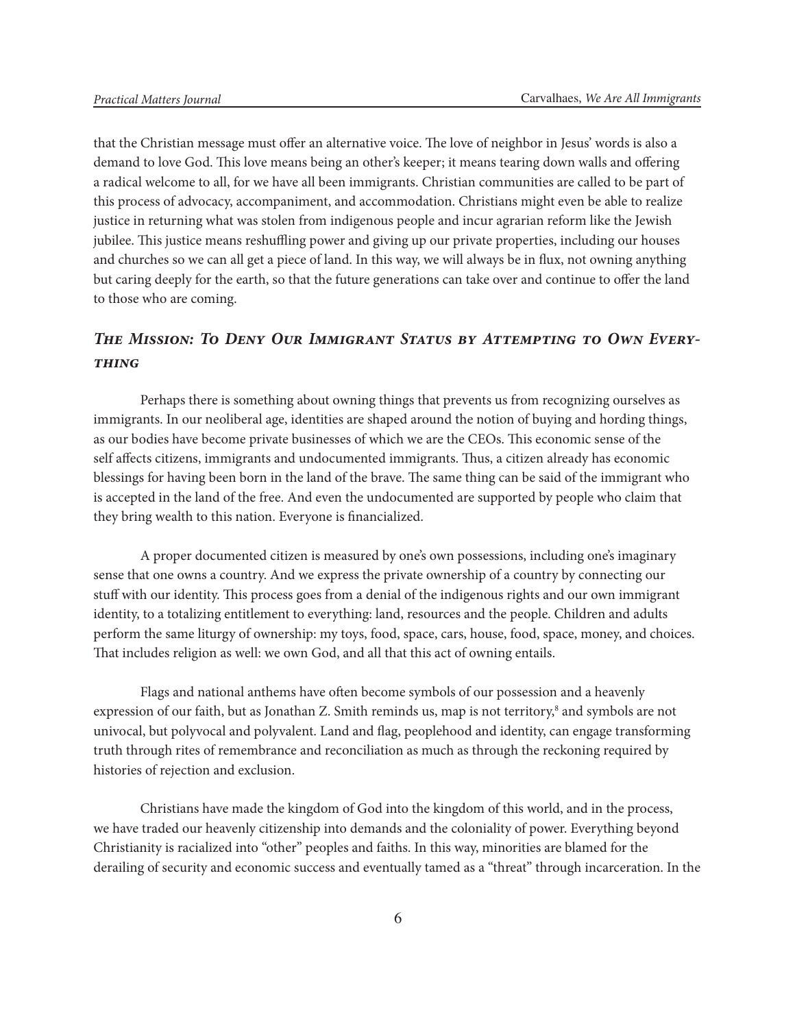that the Christian message must offer an alternative voice. The love of neighbor in Jesus' words is also a demand to love God. This love means being an other's keeper; it means tearing down walls and offering a radical welcome to all, for we have all been immigrants. Christian communities are called to be part of this process of advocacy, accompaniment, and accommodation. Christians might even be able to realize justice in returning what was stolen from indigenous people and incur agrarian reform like the Jewish jubilee. This justice means reshuffling power and giving up our private properties, including our houses and churches so we can all get a piece of land. In this way, we will always be in flux, not owning anything but caring deeply for the earth, so that the future generations can take over and continue to offer the land to those who are coming.

## *The Mission: To Deny Our Immigrant Status by Attempting to Own Everything*

Perhaps there is something about owning things that prevents us from recognizing ourselves as immigrants. In our neoliberal age, identities are shaped around the notion of buying and hording things, as our bodies have become private businesses of which we are the CEOs. This economic sense of the self affects citizens, immigrants and undocumented immigrants. Thus, a citizen already has economic blessings for having been born in the land of the brave. The same thing can be said of the immigrant who is accepted in the land of the free. And even the undocumented are supported by people who claim that they bring wealth to this nation. Everyone is financialized.

A proper documented citizen is measured by one's own possessions, including one's imaginary sense that one owns a country. And we express the private ownership of a country by connecting our stuff with our identity. This process goes from a denial of the indigenous rights and our own immigrant identity, to a totalizing entitlement to everything: land, resources and the people. Children and adults perform the same liturgy of ownership: my toys, food, space, cars, house, food, space, money, and choices. That includes religion as well: we own God, and all that this act of owning entails.

Flags and national anthems have often become symbols of our possession and a heavenly expression of our faith, but as Jonathan Z. Smith reminds us, map is not territory,[8] and symbols are not univocal, but polyvocal and polyvalent. Land and flag, peoplehood and identity, can engage transforming truth through rites of remembrance and reconciliation as much as through the reckoning required by histories of rejection and exclusion.

Christians have made the kingdom of God into the kingdom of this world, and in the process, we have traded our heavenly citizenship into demands and the coloniality of power. Everything beyond Christianity is racialized into "other" peoples and faiths. In this way, minorities are blamed for the derailing of security and economic success and eventually tamed as a "threat" through incarceration. In the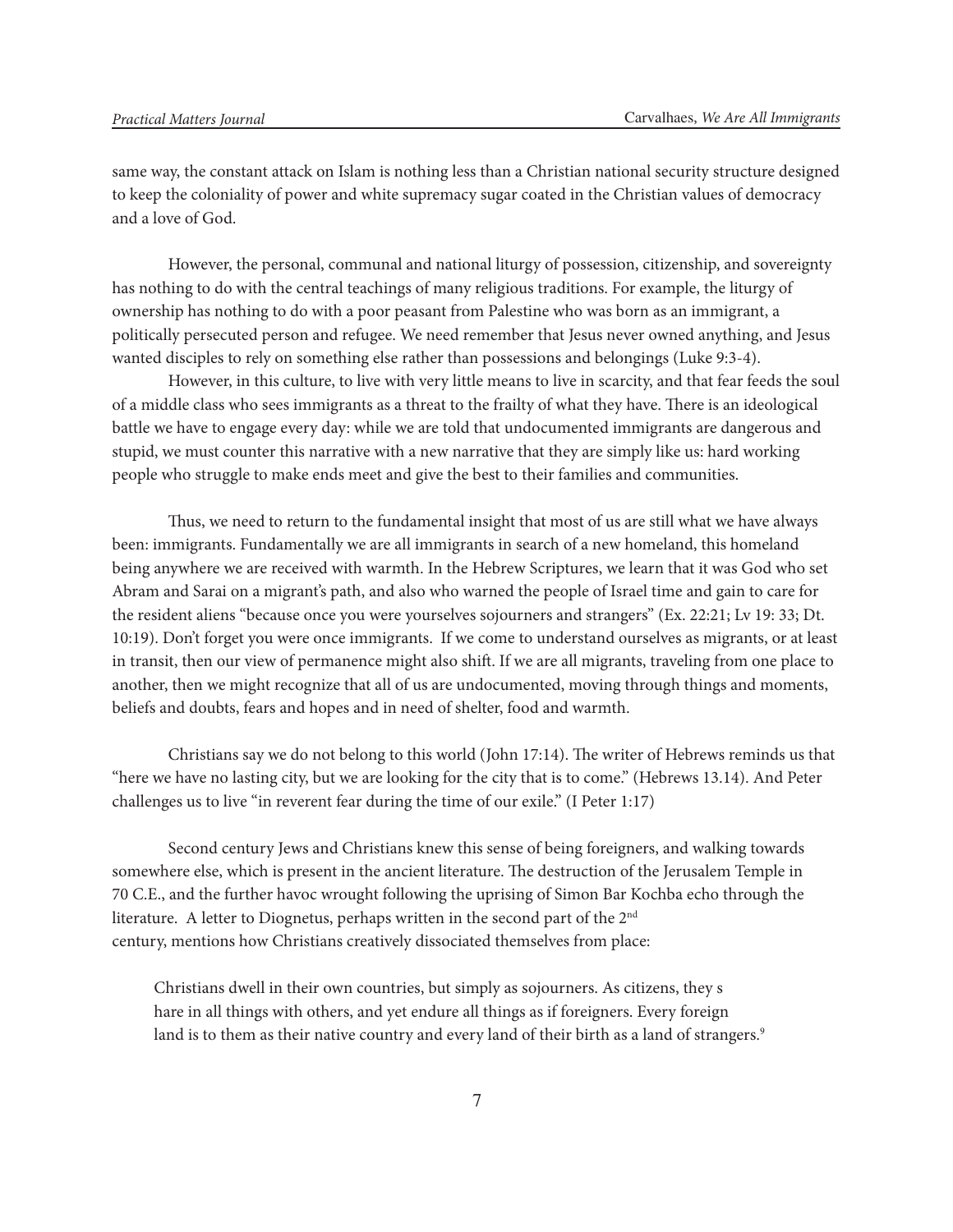same way, the constant attack on Islam is nothing less than a Christian national security structure designed to keep the coloniality of power and white supremacy sugar coated in the Christian values of democracy and a love of God.

However, the personal, communal and national liturgy of possession, citizenship, and sovereignty has nothing to do with the central teachings of many religious traditions. For example, the liturgy of ownership has nothing to do with a poor peasant from Palestine who was born as an immigrant, a politically persecuted person and refugee. We need remember that Jesus never owned anything, and Jesus wanted disciples to rely on something else rather than possessions and belongings (Luke 9:3-4).

However, in this culture, to live with very little means to live in scarcity, and that fear feeds the soul of a middle class who sees immigrants as a threat to the frailty of what they have. There is an ideological battle we have to engage every day: while we are told that undocumented immigrants are dangerous and stupid, we must counter this narrative with a new narrative that they are simply like us: hard working people who struggle to make ends meet and give the best to their families and communities.

Thus, we need to return to the fundamental insight that most of us are still what we have always been: immigrants. Fundamentally we are all immigrants in search of a new homeland, this homeland being anywhere we are received with warmth. In the Hebrew Scriptures, we learn that it was God who set Abram and Sarai on a migrant's path, and also who warned the people of Israel time and gain to care for the resident aliens "because once you were yourselves sojourners and strangers" (Ex. 22:21; Lv 19: 33; Dt. 10:19). Don't forget you were once immigrants. If we come to understand ourselves as migrants, or at least in transit, then our view of permanence might also shift. If we are all migrants, traveling from one place to another, then we might recognize that all of us are undocumented, moving through things and moments, beliefs and doubts, fears and hopes and in need of shelter, food and warmth.

Christians say we do not belong to this world (John 17:14). The writer of Hebrews reminds us that "here we have no lasting city, but we are looking for the city that is to come." (Hebrews 13.14). And Peter challenges us to live "in reverent fear during the time of our exile." (I Peter 1:17)

Second century Jews and Christians knew this sense of being foreigners, and walking towards somewhere else, which is present in the ancient literature. The destruction of the Jerusalem Temple in 70 C.E., and the further havoc wrought following the uprising of Simon Bar Kochba echo through the literature. A letter to Diognetus, perhaps written in the second part of the 2nd century, mentions how Christians creatively dissociated themselves from place:

> Christians dwell in their own countries, but simply as sojourners. As citizens, they s hare in all things with others, and yet endure all things as if foreigners. Every foreign land is to them as their native country and every land of their birth as a land of strangers.[9]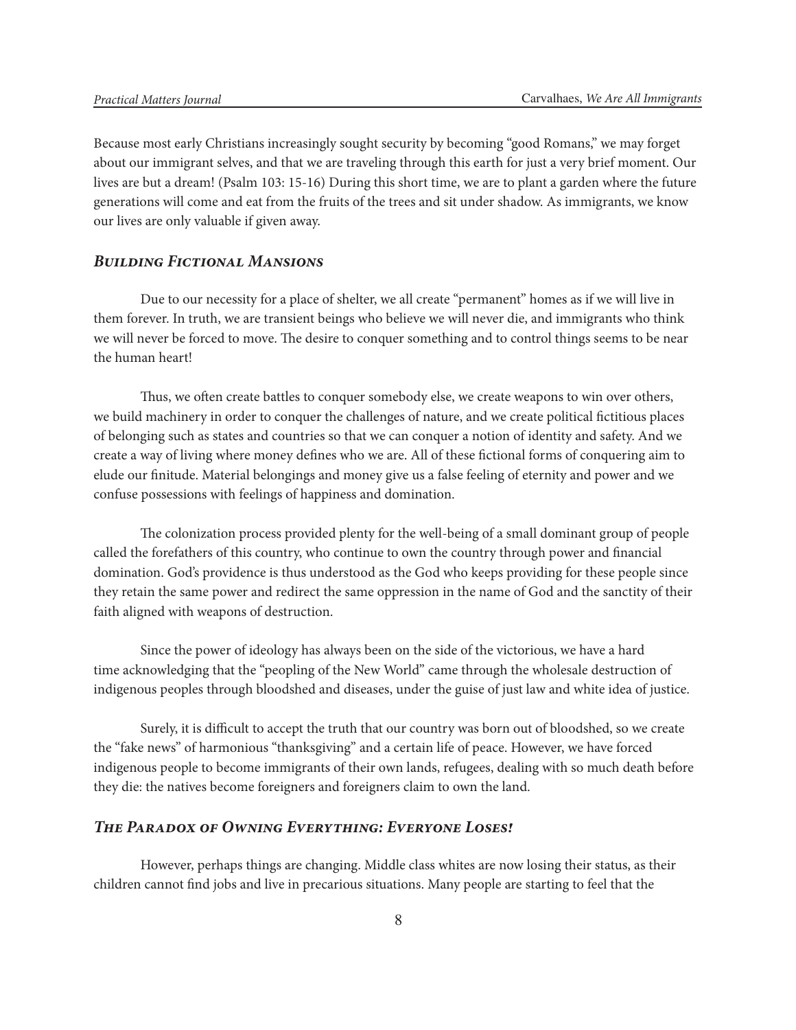Because most early Christians increasingly sought security by becoming "good Romans," we may forget about our immigrant selves, and that we are traveling through this earth for just a very brief moment. Our lives are but a dream! (Psalm 103: 15-16) During this short time, we are to plant a garden where the future generations will come and eat from the fruits of the trees and sit under shadow. As immigrants, we know our lives are only valuable if given away.

### *Building Fictional Mansions*

Due to our necessity for a place of shelter, we all create "permanent" homes as if we will live in them forever. In truth, we are transient beings who believe we will never die, and immigrants who think we will never be forced to move. The desire to conquer something and to control things seems to be near the human heart!

Thus, we often create battles to conquer somebody else, we create weapons to win over others, we build machinery in order to conquer the challenges of nature, and we create political fictitious places of belonging such as states and countries so that we can conquer a notion of identity and safety. And we create a way of living where money defines who we are. All of these fictional forms of conquering aim to elude our finitude. Material belongings and money give us a false feeling of eternity and power and we confuse possessions with feelings of happiness and domination.

The colonization process provided plenty for the well-being of a small dominant group of people called the forefathers of this country, who continue to own the country through power and financial domination. God's providence is thus understood as the God who keeps providing for these people since they retain the same power and redirect the same oppression in the name of God and the sanctity of their faith aligned with weapons of destruction.

Since the power of ideology has always been on the side of the victorious, we have a hard time acknowledging that the "peopling of the New World" came through the wholesale destruction of indigenous peoples through bloodshed and diseases, under the guise of just law and white idea of justice.

Surely, it is difficult to accept the truth that our country was born out of bloodshed, so we create the "fake news" of harmonious "thanksgiving" and a certain life of peace. However, we have forced indigenous people to become immigrants of their own lands, refugees, dealing with so much death before they die: the natives become foreigners and foreigners claim to own the land.

### *The Paradox of Owning Everything: Everyone Loses!*

However, perhaps things are changing. Middle class whites are now losing their status, as their children cannot find jobs and live in precarious situations. Many people are starting to feel that the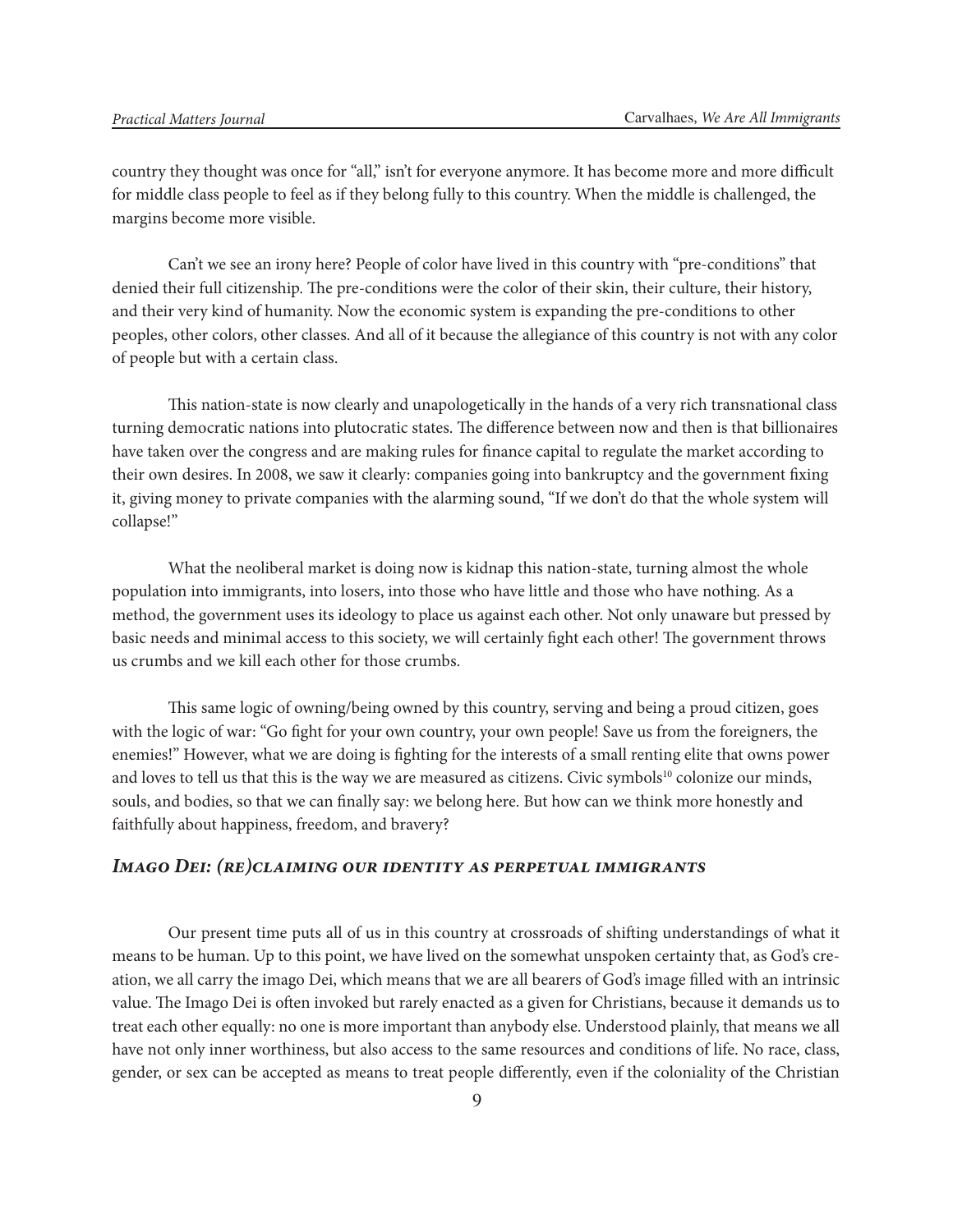country they thought was once for "all," isn't for everyone anymore. It has become more and more difficult for middle class people to feel as if they belong fully to this country. When the middle is challenged, the margins become more visible.

Can't we see an irony here? People of color have lived in this country with "pre-conditions" that denied their full citizenship. The pre-conditions were the color of their skin, their culture, their history, and their very kind of humanity. Now the economic system is expanding the pre-conditions to other peoples, other colors, other classes. And all of it because the allegiance of this country is not with any color of people but with a certain class.

This nation-state is now clearly and unapologetically in the hands of a very rich transnational class turning democratic nations into plutocratic states. The difference between now and then is that billionaires have taken over the congress and are making rules for finance capital to regulate the market according to their own desires. In 2008, we saw it clearly: companies going into bankruptcy and the government fixing it, giving money to private companies with the alarming sound, "If we don't do that the whole system will collapse!"

What the neoliberal market is doing now is kidnap this nation-state, turning almost the whole population into immigrants, into losers, into those who have little and those who have nothing. As a method, the government uses its ideology to place us against each other. Not only unaware but pressed by basic needs and minimal access to this society, we will certainly fight each other! The government throws us crumbs and we kill each other for those crumbs.

This same logic of owning/being owned by this country, serving and being a proud citizen, goes with the logic of war: "Go fight for your own country, your own people! Save us from the foreigners, the enemies!" However, what we are doing is fighting for the interests of a small renting elite that owns power and loves to tell us that this is the way we are measured as citizens. Civic symbols[10] colonize our minds, souls, and bodies, so that we can finally say: we belong here. But how can we think more honestly and faithfully about happiness, freedom, and bravery?

### *Imago Dei: (re)claiming our identity as perpetual immigrants*

Our present time puts all of us in this country at crossroads of shifting understandings of what it means to be human. Up to this point, we have lived on the somewhat unspoken certainty that, as God's creation, we all carry the imago Dei, which means that we are all bearers of God's image filled with an intrinsic value. The Imago Dei is often invoked but rarely enacted as a given for Christians, because it demands us to treat each other equally: no one is more important than anybody else. Understood plainly, that means we all have not only inner worthiness, but also access to the same resources and conditions of life. No race, class, gender, or sex can be accepted as means to treat people differently, even if the coloniality of the Christian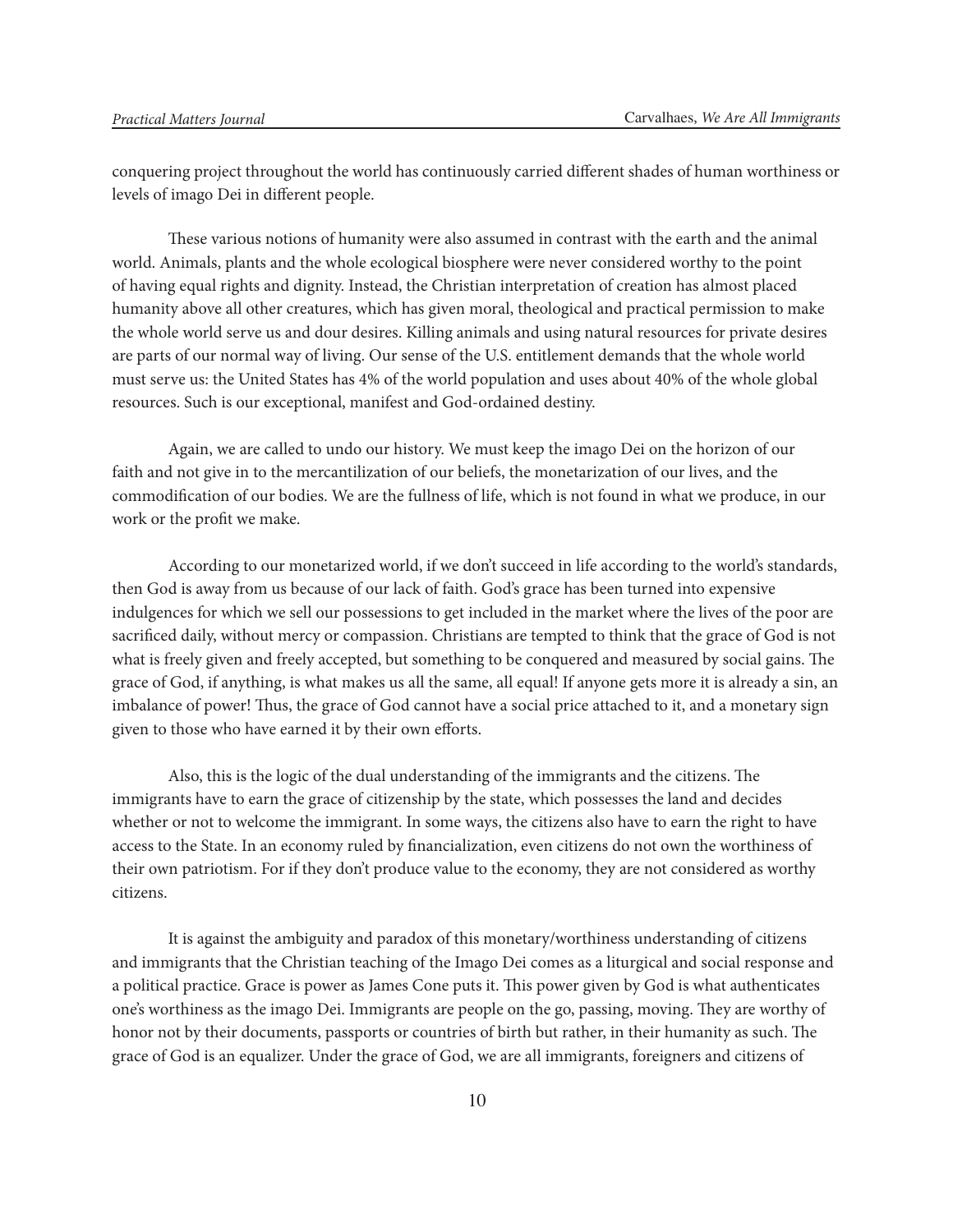conquering project throughout the world has continuously carried different shades of human worthiness or levels of imago Dei in different people.

These various notions of humanity were also assumed in contrast with the earth and the animal world. Animals, plants and the whole ecological biosphere were never considered worthy to the point of having equal rights and dignity. Instead, the Christian interpretation of creation has almost placed humanity above all other creatures, which has given moral, theological and practical permission to make the whole world serve us and dour desires. Killing animals and using natural resources for private desires are parts of our normal way of living. Our sense of the U.S. entitlement demands that the whole world must serve us: the United States has 4% of the world population and uses about 40% of the whole global resources. Such is our exceptional, manifest and God-ordained destiny.

Again, we are called to undo our history. We must keep the imago Dei on the horizon of our faith and not give in to the mercantilization of our beliefs, the monetarization of our lives, and the commodification of our bodies. We are the fullness of life, which is not found in what we produce, in our work or the profit we make.

According to our monetarized world, if we don't succeed in life according to the world's standards, then God is away from us because of our lack of faith. God's grace has been turned into expensive indulgences for which we sell our possessions to get included in the market where the lives of the poor are sacrificed daily, without mercy or compassion. Christians are tempted to think that the grace of God is not what is freely given and freely accepted, but something to be conquered and measured by social gains. The grace of God, if anything, is what makes us all the same, all equal! If anyone gets more it is already a sin, an imbalance of power! Thus, the grace of God cannot have a social price attached to it, and a monetary sign given to those who have earned it by their own efforts.

Also, this is the logic of the dual understanding of the immigrants and the citizens. The immigrants have to earn the grace of citizenship by the state, which possesses the land and decides whether or not to welcome the immigrant. In some ways, the citizens also have to earn the right to have access to the State. In an economy ruled by financialization, even citizens do not own the worthiness of their own patriotism. For if they don't produce value to the economy, they are not considered as worthy citizens.

It is against the ambiguity and paradox of this monetary/worthiness understanding of citizens and immigrants that the Christian teaching of the Imago Dei comes as a liturgical and social response and a political practice. Grace is power as James Cone puts it. This power given by God is what authenticates one's worthiness as the imago Dei. Immigrants are people on the go, passing, moving. They are worthy of honor not by their documents, passports or countries of birth but rather, in their humanity as such. The grace of God is an equalizer. Under the grace of God, we are all immigrants, foreigners and citizens of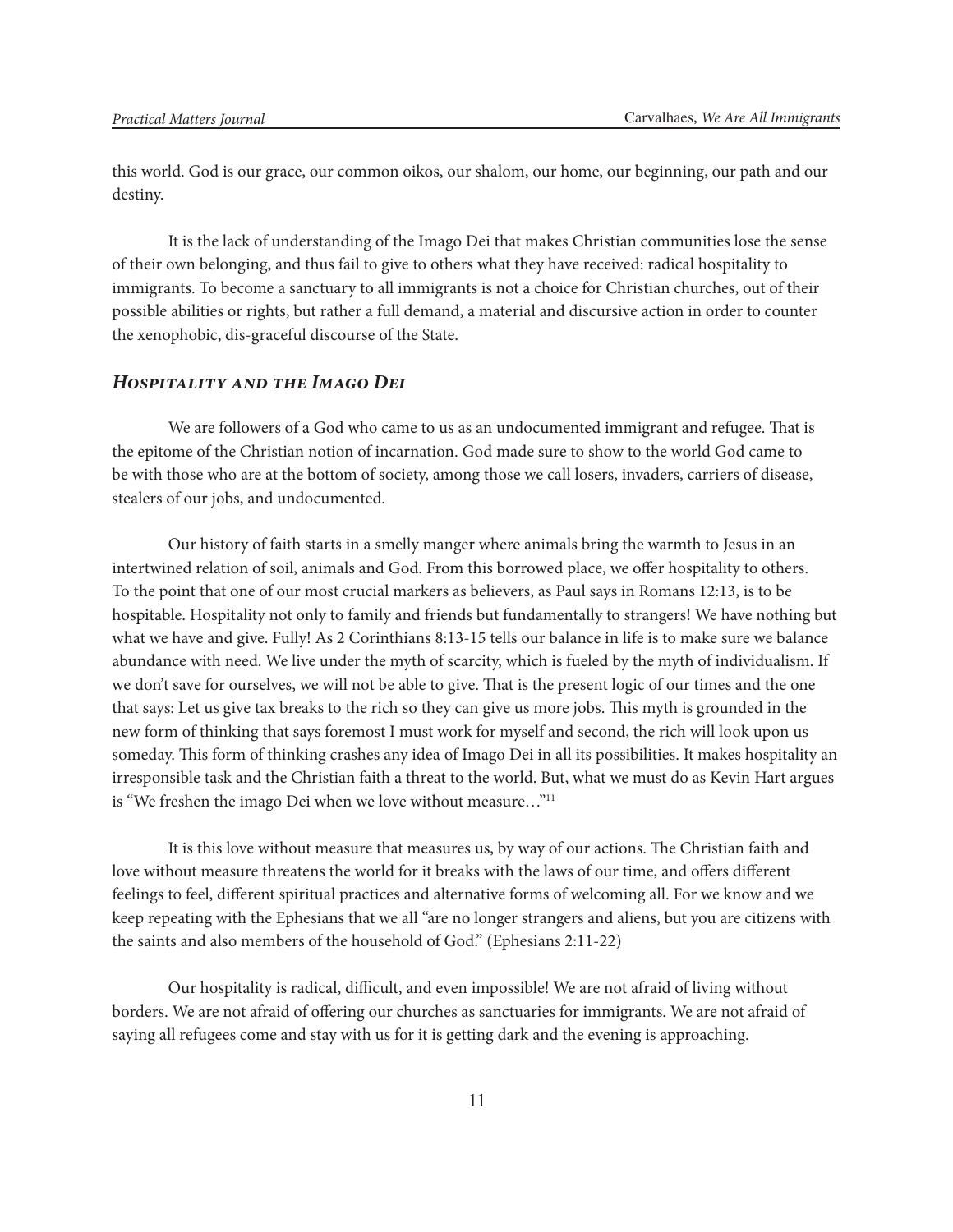this world. God is our grace, our common oikos, our shalom, our home, our beginning, our path and our destiny.

It is the lack of understanding of the Imago Dei that makes Christian communities lose the sense of their own belonging, and thus fail to give to others what they have received: radical hospitality to immigrants. To become a sanctuary to all immigrants is not a choice for Christian churches, out of their possible abilities or rights, but rather a full demand, a material and discursive action in order to counter the xenophobic, dis-graceful discourse of the State.

### *Hospitality and the Imago Dei*

We are followers of a God who came to us as an undocumented immigrant and refugee. That is the epitome of the Christian notion of incarnation. God made sure to show to the world God came to be with those who are at the bottom of society, among those we call losers, invaders, carriers of disease, stealers of our jobs, and undocumented.

Our history of faith starts in a smelly manger where animals bring the warmth to Jesus in an intertwined relation of soil, animals and God. From this borrowed place, we offer hospitality to others. To the point that one of our most crucial markers as believers, as Paul says in Romans 12:13, is to be hospitable. Hospitality not only to family and friends but fundamentally to strangers! We have nothing but what we have and give. Fully! As 2 Corinthians 8:13-15 tells our balance in life is to make sure we balance abundance with need. We live under the myth of scarcity, which is fueled by the myth of individualism. If we don't save for ourselves, we will not be able to give. That is the present logic of our times and the one that says: Let us give tax breaks to the rich so they can give us more jobs. This myth is grounded in the new form of thinking that says foremost I must work for myself and second, the rich will look upon us someday. This form of thinking crashes any idea of Imago Dei in all its possibilities. It makes hospitality an irresponsible task and the Christian faith a threat to the world. But, what we must do as Kevin Hart argues is "We freshen the imago Dei when we love without measure…"[11]

It is this love without measure that measures us, by way of our actions. The Christian faith and love without measure threatens the world for it breaks with the laws of our time, and offers different feelings to feel, different spiritual practices and alternative forms of welcoming all. For we know and we keep repeating with the Ephesians that we all "are no longer strangers and aliens, but you are citizens with the saints and also members of the household of God." (Ephesians 2:11-22)

Our hospitality is radical, difficult, and even impossible! We are not afraid of living without borders. We are not afraid of offering our churches as sanctuaries for immigrants. We are not afraid of saying all refugees come and stay with us for it is getting dark and the evening is approaching.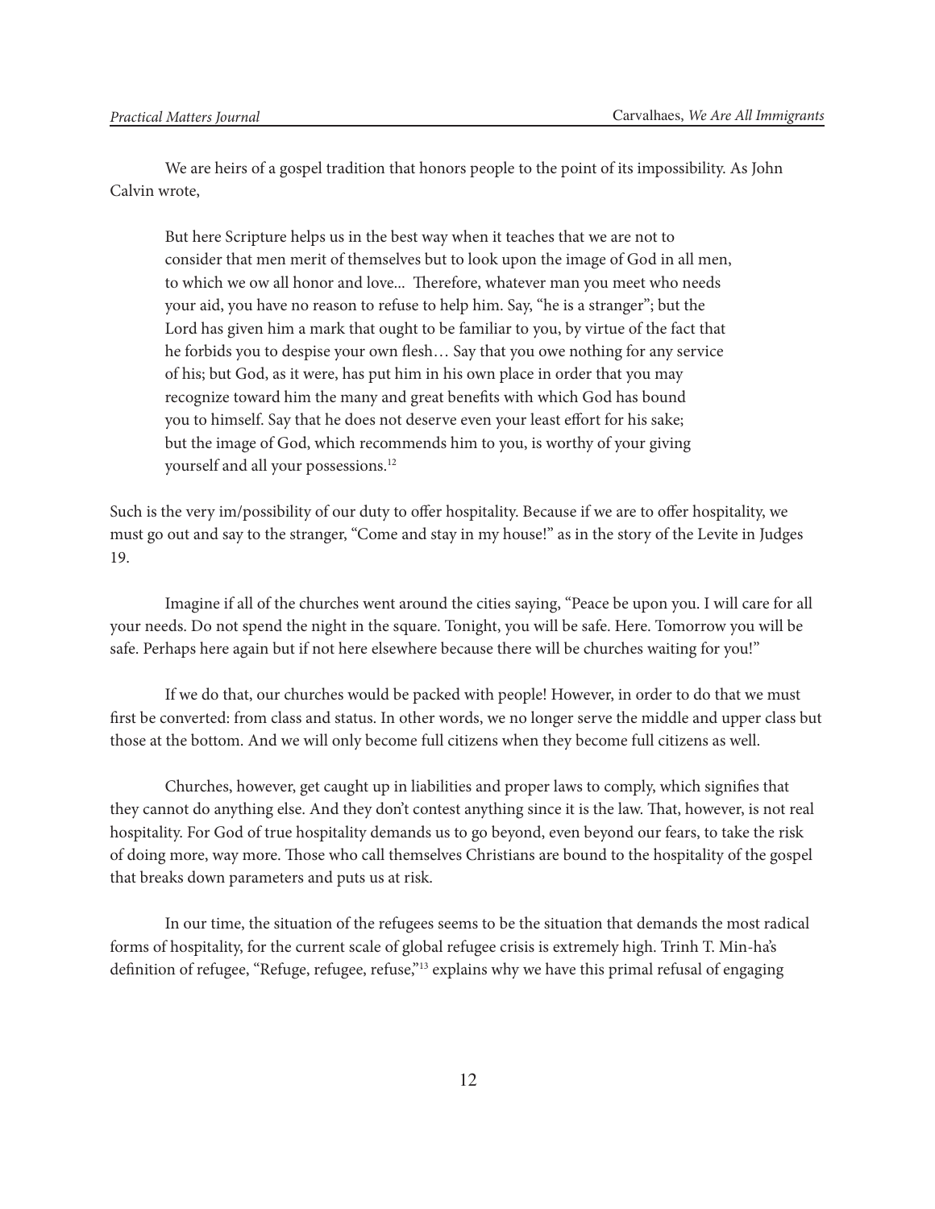We are heirs of a gospel tradition that honors people to the point of its impossibility. As John Calvin wrote,

> But here Scripture helps us in the best way when it teaches that we are not to consider that men merit of themselves but to look upon the image of God in all men, to which we ow all honor and love... Therefore, whatever man you meet who needs your aid, you have no reason to refuse to help him. Say, "he is a stranger"; but the Lord has given him a mark that ought to be familiar to you, by virtue of the fact that he forbids you to despise your own flesh… Say that you owe nothing for any service of his; but God, as it were, has put him in his own place in order that you may recognize toward him the many and great benefits with which God has bound you to himself. Say that he does not deserve even your least effort for his sake; but the image of God, which recommends him to you, is worthy of your giving yourself and all your possessions.[12]

Such is the very im/possibility of our duty to offer hospitality. Because if we are to offer hospitality, we must go out and say to the stranger, "Come and stay in my house!" as in the story of the Levite in Judges 19.

Imagine if all of the churches went around the cities saying, "Peace be upon you. I will care for all your needs. Do not spend the night in the square. Tonight, you will be safe. Here. Tomorrow you will be safe. Perhaps here again but if not here elsewhere because there will be churches waiting for you!"

If we do that, our churches would be packed with people! However, in order to do that we must first be converted: from class and status. In other words, we no longer serve the middle and upper class but those at the bottom. And we will only become full citizens when they become full citizens as well.

Churches, however, get caught up in liabilities and proper laws to comply, which signifies that they cannot do anything else. And they don't contest anything since it is the law. That, however, is not real hospitality. For God of true hospitality demands us to go beyond, even beyond our fears, to take the risk of doing more, way more. Those who call themselves Christians are bound to the hospitality of the gospel that breaks down parameters and puts us at risk.

In our time, the situation of the refugees seems to be the situation that demands the most radical forms of hospitality, for the current scale of global refugee crisis is extremely high. Trinh T. Min-ha's definition of refugee, "Refuge, refugee, refuse,"[13] explains why we have this primal refusal of engaging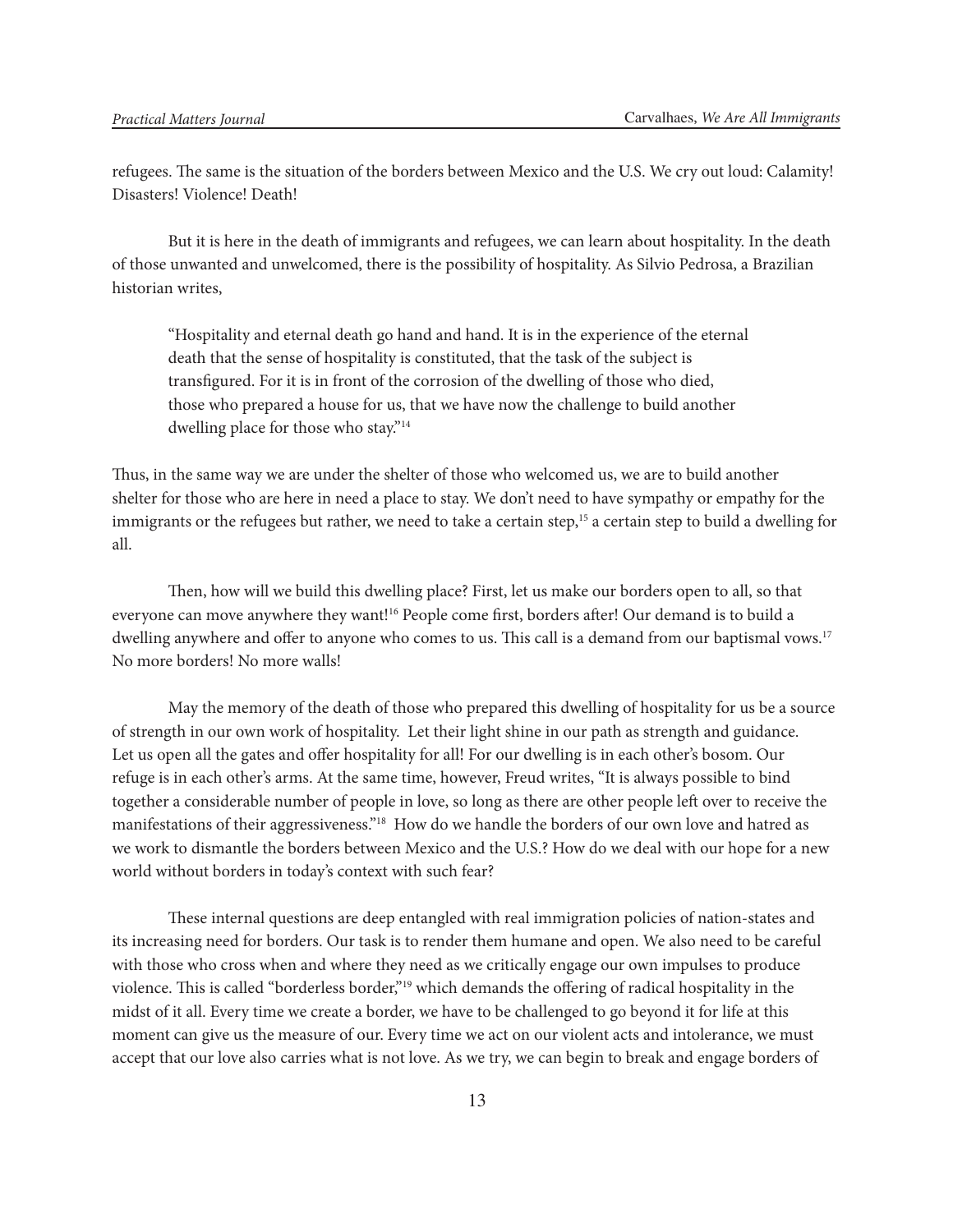refugees. The same is the situation of the borders between Mexico and the U.S. We cry out loud: Calamity! Disasters! Violence! Death!

But it is here in the death of immigrants and refugees, we can learn about hospitality. In the death of those unwanted and unwelcomed, there is the possibility of hospitality. As Silvio Pedrosa, a Brazilian historian writes,

> "Hospitality and eternal death go hand and hand. It is in the experience of the eternal death that the sense of hospitality is constituted, that the task of the subject is transfigured. For it is in front of the corrosion of the dwelling of those who died, those who prepared a house for us, that we have now the challenge to build another dwelling place for those who stay."[14]

Thus, in the same way we are under the shelter of those who welcomed us, we are to build another shelter for those who are here in need a place to stay. We don't need to have sympathy or empathy for the immigrants or the refugees but rather, we need to take a certain step,[15] a certain step to build a dwelling for all.

Then, how will we build this dwelling place? First, let us make our borders open to all, so that everyone can move anywhere they want![16] People come first, borders after! Our demand is to build a dwelling anywhere and offer to anyone who comes to us. This call is a demand from our baptismal vows.[17] No more borders! No more walls!

May the memory of the death of those who prepared this dwelling of hospitality for us be a source of strength in our own work of hospitality. Let their light shine in our path as strength and guidance. Let us open all the gates and offer hospitality for all! For our dwelling is in each other's bosom. Our refuge is in each other's arms. At the same time, however, Freud writes, "It is always possible to bind together a considerable number of people in love, so long as there are other people left over to receive the manifestations of their aggressiveness."[18] How do we handle the borders of our own love and hatred as we work to dismantle the borders between Mexico and the U.S.? How do we deal with our hope for a new world without borders in today's context with such fear?

These internal questions are deep entangled with real immigration policies of nation-states and its increasing need for borders. Our task is to render them humane and open. We also need to be careful with those who cross when and where they need as we critically engage our own impulses to produce violence. This is called "borderless border,"[19] which demands the offering of radical hospitality in the midst of it all. Every time we create a border, we have to be challenged to go beyond it for life at this moment can give us the measure of our. Every time we act on our violent acts and intolerance, we must accept that our love also carries what is not love. As we try, we can begin to break and engage borders of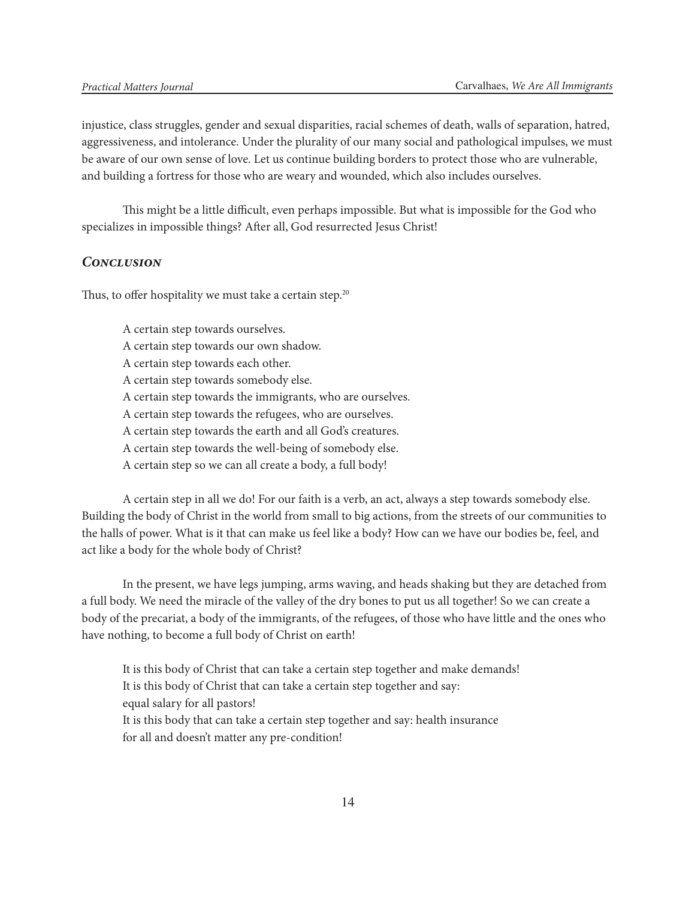injustice, class struggles, gender and sexual disparities, racial schemes of death, walls of separation, hatred, aggressiveness, and intolerance. Under the plurality of our many social and pathological impulses, we must be aware of our own sense of love. Let us continue building borders to protect those who are vulnerable, and building a fortress for those who are weary and wounded, which also includes ourselves.

This might be a little difficult, even perhaps impossible. But what is impossible for the God who specializes in impossible things? After all, God resurrected Jesus Christ!

## *Conclusion*

Thus, to offer hospitality we must take a certain step.[20]

> A certain step towards ourselves.
> A certain step towards our own shadow.
> A certain step towards each other.
> A certain step towards somebody else.
> A certain step towards the immigrants, who are ourselves.
> A certain step towards the refugees, who are ourselves.
> A certain step towards the earth and all God's creatures.
> A certain step towards the well-being of somebody else.
> A certain step so we can all create a body, a full body!

A certain step in all we do! For our faith is a verb, an act, always a step towards somebody else. Building the body of Christ in the world from small to big actions, from the streets of our communities to the halls of power. What is it that can make us feel like a body? How can we have our bodies be, feel, and act like a body for the whole body of Christ?

In the present, we have legs jumping, arms waving, and heads shaking but they are detached from a full body. We need the miracle of the valley of the dry bones to put us all together! So we can create a body of the precariat, a body of the immigrants, of the refugees, of those who have little and the ones who have nothing, to become a full body of Christ on earth!

> It is this body of Christ that can take a certain step together and make demands!
> It is this body of Christ that can take a certain step together and say:
> equal salary for all pastors!
> It is this body that can take a certain step together and say: health insurance
> for all and doesn't matter any pre-condition!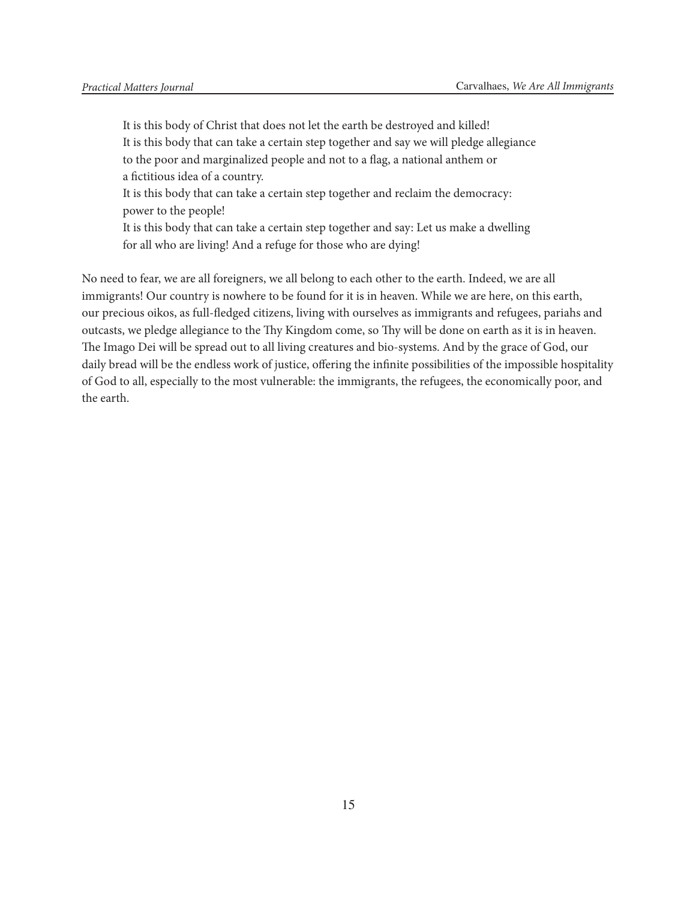> It is this body of Christ that does not let the earth be destroyed and killed!
> It is this body that can take a certain step together and say we will pledge allegiance to the poor and marginalized people and not to a flag, a national anthem or a fictitious idea of a country.
> It is this body that can take a certain step together and reclaim the democracy: power to the people!
> It is this body that can take a certain step together and say: Let us make a dwelling for all who are living! And a refuge for those who are dying!

No need to fear, we are all foreigners, we all belong to each other to the earth. Indeed, we are all immigrants! Our country is nowhere to be found for it is in heaven. While we are here, on this earth, our precious oikos, as full-fledged citizens, living with ourselves as immigrants and refugees, pariahs and outcasts, we pledge allegiance to the Thy Kingdom come, so Thy will be done on earth as it is in heaven. The Imago Dei will be spread out to all living creatures and bio-systems. And by the grace of God, our daily bread will be the endless work of justice, offering the infinite possibilities of the impossible hospitality of God to all, especially to the most vulnerable: the immigrants, the refugees, the economically poor, and the earth.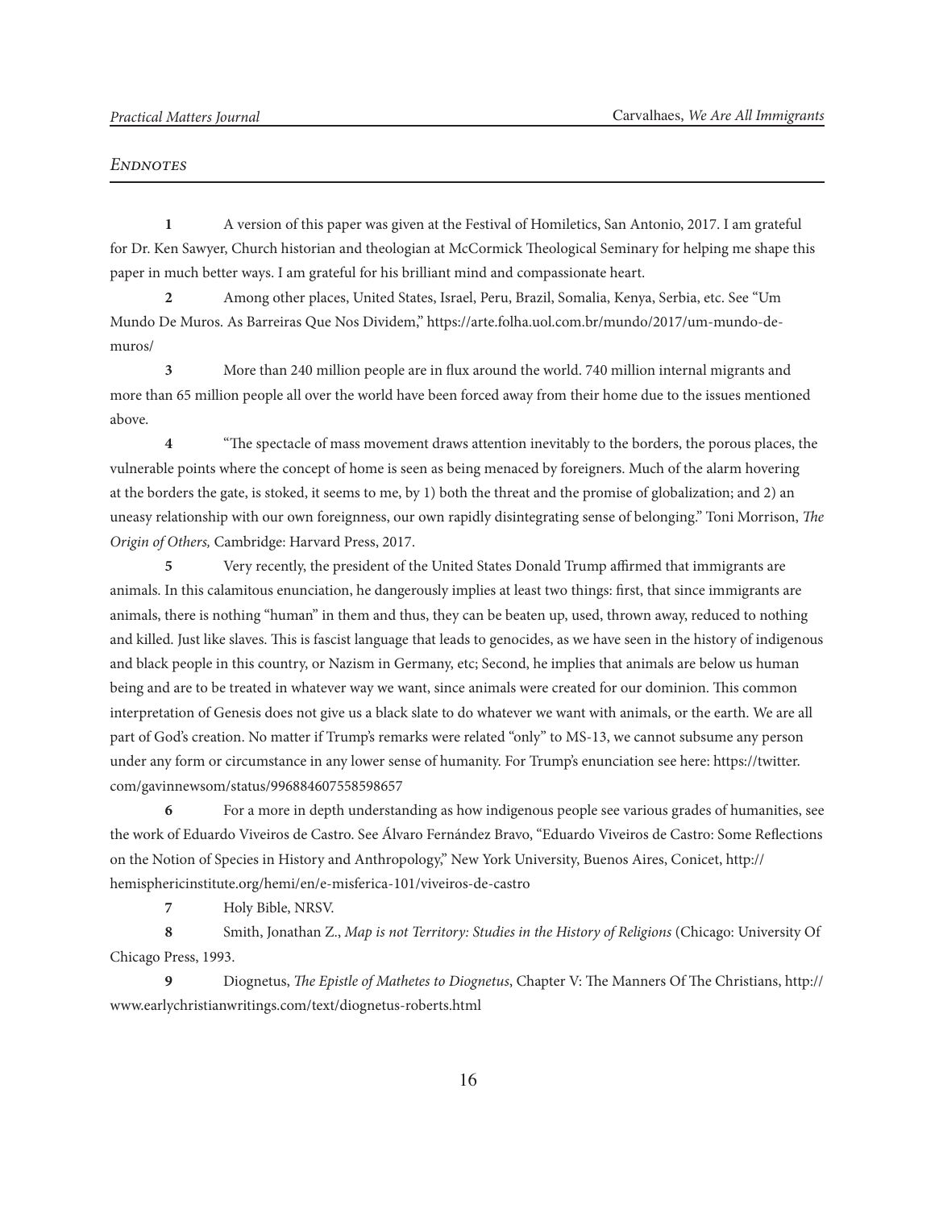## *Endnotes*

**1** A version of this paper was given at the Festival of Homiletics, San Antonio, 2017. I am grateful for Dr. Ken Sawyer, Church historian and theologian at McCormick Theological Seminary for helping me shape this paper in much better ways. I am grateful for his brilliant mind and compassionate heart.

**2** Among other places, United States, Israel, Peru, Brazil, Somalia, Kenya, Serbia, etc. See "Um Mundo De Muros. As Barreiras Que Nos Dividem," https://arte.folha.uol.com.br/mundo/2017/um-mundo-de-muros/

**3** More than 240 million people are in flux around the world. 740 million internal migrants and more than 65 million people all over the world have been forced away from their home due to the issues mentioned above.

**4** "The spectacle of mass movement draws attention inevitably to the borders, the porous places, the vulnerable points where the concept of home is seen as being menaced by foreigners. Much of the alarm hovering at the borders the gate, is stoked, it seems to me, by 1) both the threat and the promise of globalization; and 2) an uneasy relationship with our own foreignness, our own rapidly disintegrating sense of belonging." Toni Morrison, *The Origin of Others,* Cambridge: Harvard Press, 2017.

**5** Very recently, the president of the United States Donald Trump affirmed that immigrants are animals. In this calamitous enunciation, he dangerously implies at least two things: first, that since immigrants are animals, there is nothing "human" in them and thus, they can be beaten up, used, thrown away, reduced to nothing and killed. Just like slaves. This is fascist language that leads to genocides, as we have seen in the history of indigenous and black people in this country, or Nazism in Germany, etc; Second, he implies that animals are below us human being and are to be treated in whatever way we want, since animals were created for our dominion. This common interpretation of Genesis does not give us a black slate to do whatever we want with animals, or the earth. We are all part of God's creation. No matter if Trump's remarks were related "only" to MS-13, we cannot subsume any person under any form or circumstance in any lower sense of humanity. For Trump's enunciation see here: https://twitter.com/gavinnewsom/status/996884607558598657

**6** For a more in depth understanding as how indigenous people see various grades of humanities, see the work of Eduardo Viveiros de Castro. See Álvaro Fernández Bravo, "Eduardo Viveiros de Castro: Some Reflections on the Notion of Species in History and Anthropology," New York University, Buenos Aires, Conicet, http://hemisphericinstitute.org/hemi/en/e-misferica-101/viveiros-de-castro

**7** Holy Bible, NRSV.

**8** Smith, Jonathan Z., *Map is not Territory: Studies in the History of Religions* (Chicago: University Of Chicago Press, 1993.

**9** Diognetus, *The Epistle of Mathetes to Diognetus*, Chapter V: The Manners Of The Christians, http://www.earlychristianwritings.com/text/diognetus-roberts.html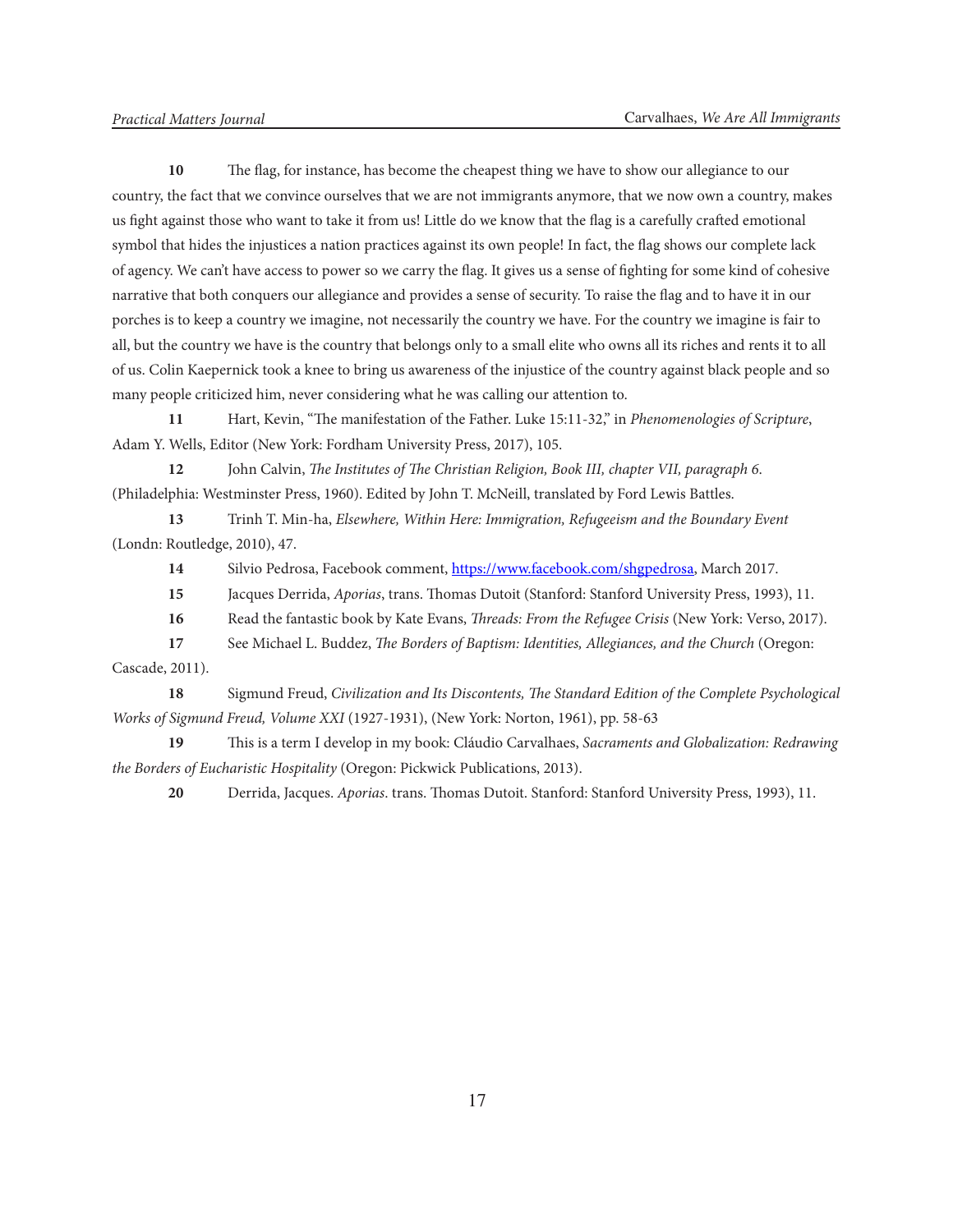**10** The flag, for instance, has become the cheapest thing we have to show our allegiance to our country, the fact that we convince ourselves that we are not immigrants anymore, that we now own a country, makes us fight against those who want to take it from us! Little do we know that the flag is a carefully crafted emotional symbol that hides the injustices a nation practices against its own people! In fact, the flag shows our complete lack of agency. We can't have access to power so we carry the flag. It gives us a sense of fighting for some kind of cohesive narrative that both conquers our allegiance and provides a sense of security. To raise the flag and to have it in our porches is to keep a country we imagine, not necessarily the country we have. For the country we imagine is fair to all, but the country we have is the country that belongs only to a small elite who owns all its riches and rents it to all of us. Colin Kaepernick took a knee to bring us awareness of the injustice of the country against black people and so many people criticized him, never considering what he was calling our attention to.

**11** Hart, Kevin, "The manifestation of the Father. Luke 15:11-32," in *Phenomenologies of Scripture*, Adam Y. Wells, Editor (New York: Fordham University Press, 2017), 105.

**12** John Calvin, *The Institutes of The Christian Religion, Book III, chapter VII, paragraph 6*. (Philadelphia: Westminster Press, 1960). Edited by John T. McNeill, translated by Ford Lewis Battles.

**13** Trinh T. Min-ha, *Elsewhere, Within Here: Immigration, Refugeeism and the Boundary Event* (Londn: Routledge, 2010), 47.

**14** Silvio Pedrosa, Facebook comment, https://www.facebook.com/shgpedrosa, March 2017.

**15** Jacques Derrida, *Aporias*, trans. Thomas Dutoit (Stanford: Stanford University Press, 1993), 11.

**16** Read the fantastic book by Kate Evans, *Threads: From the Refugee Crisis* (New York: Verso, 2017).

**17** See Michael L. Buddez, *The Borders of Baptism: Identities, Allegiances, and the Church* (Oregon: Cascade, 2011).

**18** Sigmund Freud, *Civilization and Its Discontents, The Standard Edition of the Complete Psychological Works of Sigmund Freud, Volume XXI* (1927-1931), (New York: Norton, 1961), pp. 58-63

**19** This is a term I develop in my book: Cláudio Carvalhaes, *Sacraments and Globalization: Redrawing the Borders of Eucharistic Hospitality* (Oregon: Pickwick Publications, 2013).

**20** Derrida, Jacques. *Aporias*. trans. Thomas Dutoit. Stanford: Stanford University Press, 1993), 11.